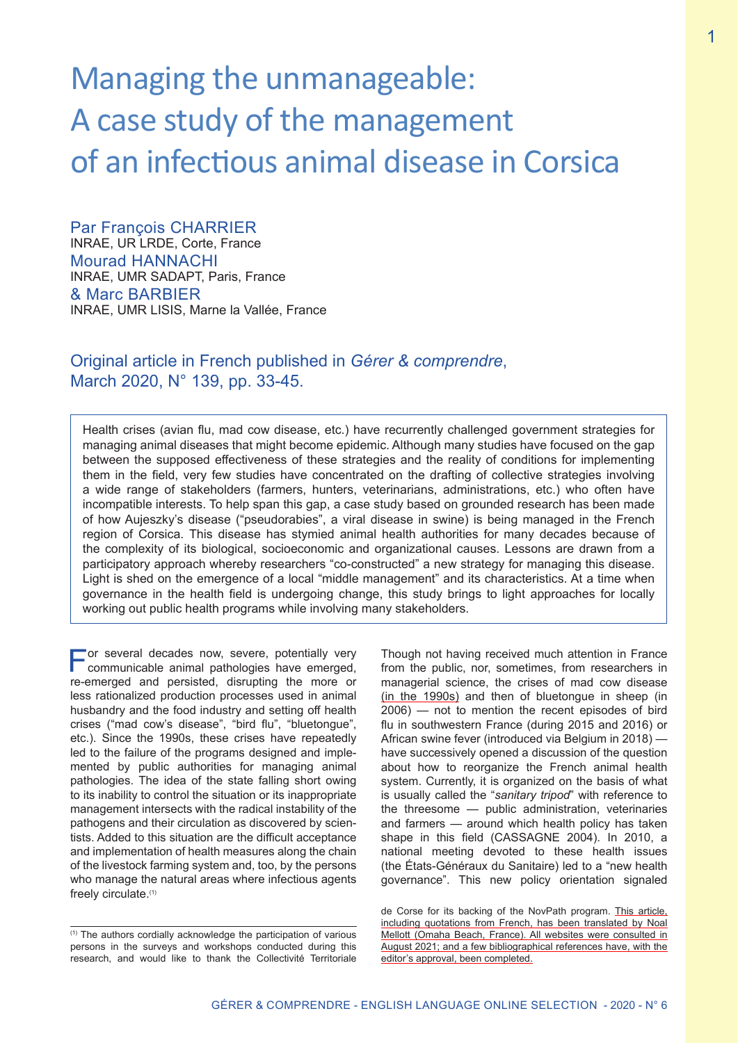# Managing the unmanageable: A case study of the management of an infectious animal disease in Corsica

Par François CHARRIER
INRAE, UR LRDE, Corte, France

Mourad HANNACHI
INRAE, UMR SADAPT, Paris, France

& Marc BARBIER
INRAE, UMR LISIS, Marne la Vallée, France

Original article in French published in *Gérer & comprendre*, March 2020, N° 139, pp. 33-45.

Health crises (avian flu, mad cow disease, etc.) have recurrently challenged government strategies for managing animal diseases that might become epidemic. Although many studies have focused on the gap between the supposed effectiveness of these strategies and the reality of conditions for implementing them in the field, very few studies have concentrated on the drafting of collective strategies involving a wide range of stakeholders (farmers, hunters, veterinarians, administrations, etc.) who often have incompatible interests. To help span this gap, a case study based on grounded research has been made of how Aujeszky's disease ("pseudorabies", a viral disease in swine) is being managed in the French region of Corsica. This disease has stymied animal health authorities for many decades because of the complexity of its biological, socioeconomic and organizational causes. Lessons are drawn from a participatory approach whereby researchers "co-constructed" a new strategy for managing this disease. Light is shed on the emergence of a local "middle management" and its characteristics. At a time when governance in the health field is undergoing change, this study brings to light approaches for locally working out public health programs while involving many stakeholders.

For several decades now, severe, potentially very communicable animal pathologies have emerged, re-emerged and persisted, disrupting the more or less rationalized production processes used in animal husbandry and the food industry and setting off health crises ("mad cow's disease", "bird flu", "bluetongue", etc.). Since the 1990s, these crises have repeatedly led to the failure of the programs designed and implemented by public authorities for managing animal pathologies. The idea of the state falling short owing to its inability to control the situation or its inappropriate management intersects with the radical instability of the pathogens and their circulation as discovered by scientists. Added to this situation are the difficult acceptance and implementation of health measures along the chain of the livestock farming system and, too, by the persons who manage the natural areas where infectious agents freely circulate.[1]

Though not having received much attention in France from the public, nor, sometimes, from researchers in managerial science, the crises of mad cow disease (in the 1990s) and then of bluetongue in sheep (in 2006) — not to mention the recent episodes of bird flu in southwestern France (during 2015 and 2016) or African swine fever (introduced via Belgium in 2018) — have successively opened a discussion of the question about how to reorganize the French animal health system. Currently, it is organized on the basis of what is usually called the "*sanitary tripod*" with reference to the threesome — public administration, veterinaries and farmers — around which health policy has taken shape in this field (CASSAGNE 2004). In 2010, a national meeting devoted to these health issues (the États-Généraux du Sanitaire) led to a "new health governance". This new policy orientation signaled

[1] The authors cordially acknowledge the participation of various persons in the surveys and workshops conducted during this research, and would like to thank the Collectivité Territoriale de Corse for its backing of the NovPath program. This article, including quotations from French, has been translated by Noal Mellott (Omaha Beach, France). All websites were consulted in August 2021; and a few bibliographical references have, with the editor's approval, been completed.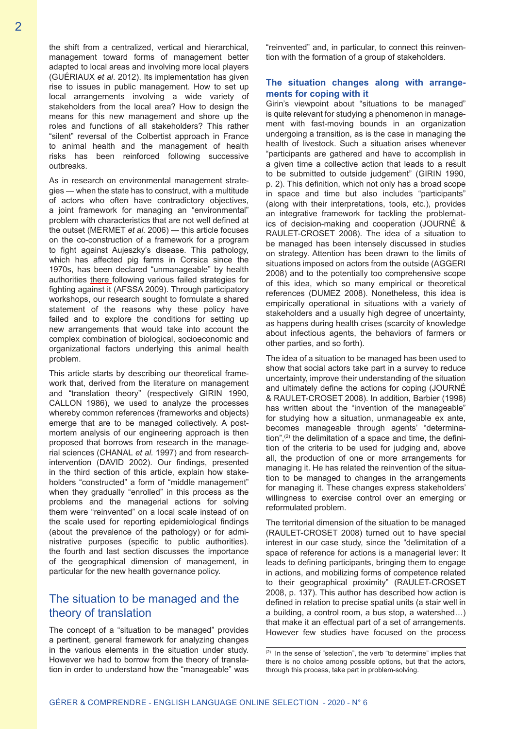the shift from a centralized, vertical and hierarchical, management toward forms of management better adapted to local areas and involving more local players (GUÉRIAUX *et al.* 2012). Its implementation has given rise to issues in public management. How to set up local arrangements involving a wide variety of stakeholders from the local area? How to design the means for this new management and shore up the roles and functions of all stakeholders? This rather "silent" reversal of the Colbertist approach in France to animal health and the management of health risks has been reinforced following successive outbreaks.

As in research on environmental management strategies — when the state has to construct, with a multitude of actors who often have contradictory objectives, a joint framework for managing an "environmental" problem with characteristics that are not well defined at the outset (MERMET *et al.* 2006) — this article focuses on the co-construction of a framework for a program to fight against Aujeszky's disease. This pathology, which has affected pig farms in Corsica since the 1970s, has been declared "unmanageable" by health authorities there following various failed strategies for fighting against it (AFSSA 2009). Through participatory workshops, our research sought to formulate a shared statement of the reasons why these policy have failed and to explore the conditions for setting up new arrangements that would take into account the complex combination of biological, socioeconomic and organizational factors underlying this animal health problem.

This article starts by describing our theoretical framework that, derived from the literature on management and "translation theory" (respectively GIRIN 1990, CALLON 1986), we used to analyze the processes whereby common references (frameworks and objects) emerge that are to be managed collectively. A post-mortem analysis of our engineering approach is then proposed that borrows from research in the managerial sciences (CHANAL *et al.* 1997) and from research-intervention (DAVID 2002). Our findings, presented in the third section of this article, explain how stakeholders "constructed" a form of "middle management" when they gradually "enrolled" in this process as the problems and the managerial actions for solving them were "reinvented" on a local scale instead of on the scale used for reporting epidemiological findings (about the prevalence of the pathology) or for administrative purposes (specific to public authorities). the fourth and last section discusses the importance of the geographical dimension of management, in particular for the new health governance policy.

## The situation to be managed and the theory of translation

The concept of a "situation to be managed" provides a pertinent, general framework for analyzing changes in the various elements in the situation under study. However we had to borrow from the theory of translation in order to understand how the "manageable" was "reinvented" and, in particular, to connect this reinvention with the formation of a group of stakeholders.

### The situation changes along with arrangements for coping with it

Girin's viewpoint about "situations to be managed" is quite relevant for studying a phenomenon in management with fast-moving bounds in an organization undergoing a transition, as is the case in managing the health of livestock. Such a situation arises whenever "participants are gathered and have to accomplish in a given time a collective action that leads to a result to be submitted to outside judgement" (GIRIN 1990, p. 2). This definition, which not only has a broad scope in space and time but also includes "participants" (along with their interpretations, tools, etc.), provides an integrative framework for tackling the problematics of decision-making and cooperation (JOURNÉ & RAULET-CROSET 2008). The idea of a situation to be managed has been intensely discussed in studies on strategy. Attention has been drawn to the limits of situations imposed on actors from the outside (AGGERI 2008) and to the potentially too comprehensive scope of this idea, which so many empirical or theoretical references (DUMEZ 2008). Nonetheless, this idea is empirically operational in situations with a variety of stakeholders and a usually high degree of uncertainty, as happens during health crises (scarcity of knowledge about infectious agents, the behaviors of farmers or other parties, and so forth).

The idea of a situation to be managed has been used to show that social actors take part in a survey to reduce uncertainty, improve their understanding of the situation and ultimately define the actions for coping (JOURNÉ & RAULET-CROSET 2008). In addition, Barbier (1998) has written about the "invention of the manageable" for studying how a situation, unmanageable ex ante, becomes manageable through agents' "determination",[2] the delimitation of a space and time, the definition of the criteria to be used for judging and, above all, the production of one or more arrangements for managing it. He has related the reinvention of the situation to be managed to changes in the arrangements for managing it. These changes express stakeholders' willingness to exercise control over an emerging or reformulated problem.

The territorial dimension of the situation to be managed (RAULET-CROSET 2008) turned out to have special interest in our case study, since the "delimitation of a space of reference for actions is a managerial lever: It leads to defining participants, bringing them to engage in actions, and mobilizing forms of competence related to their geographical proximity" (RAULET-CROSET 2008, p. 137). This author has described how action is defined in relation to precise spatial units (a stair well in a building, a control room, a bus stop, a watershed…) that make it an effectual part of a set of arrangements. However few studies have focused on the process

[2] In the sense of "selection", the verb "to determine" implies that there is no choice among possible options, but that the actors, through this process, take part in problem-solving.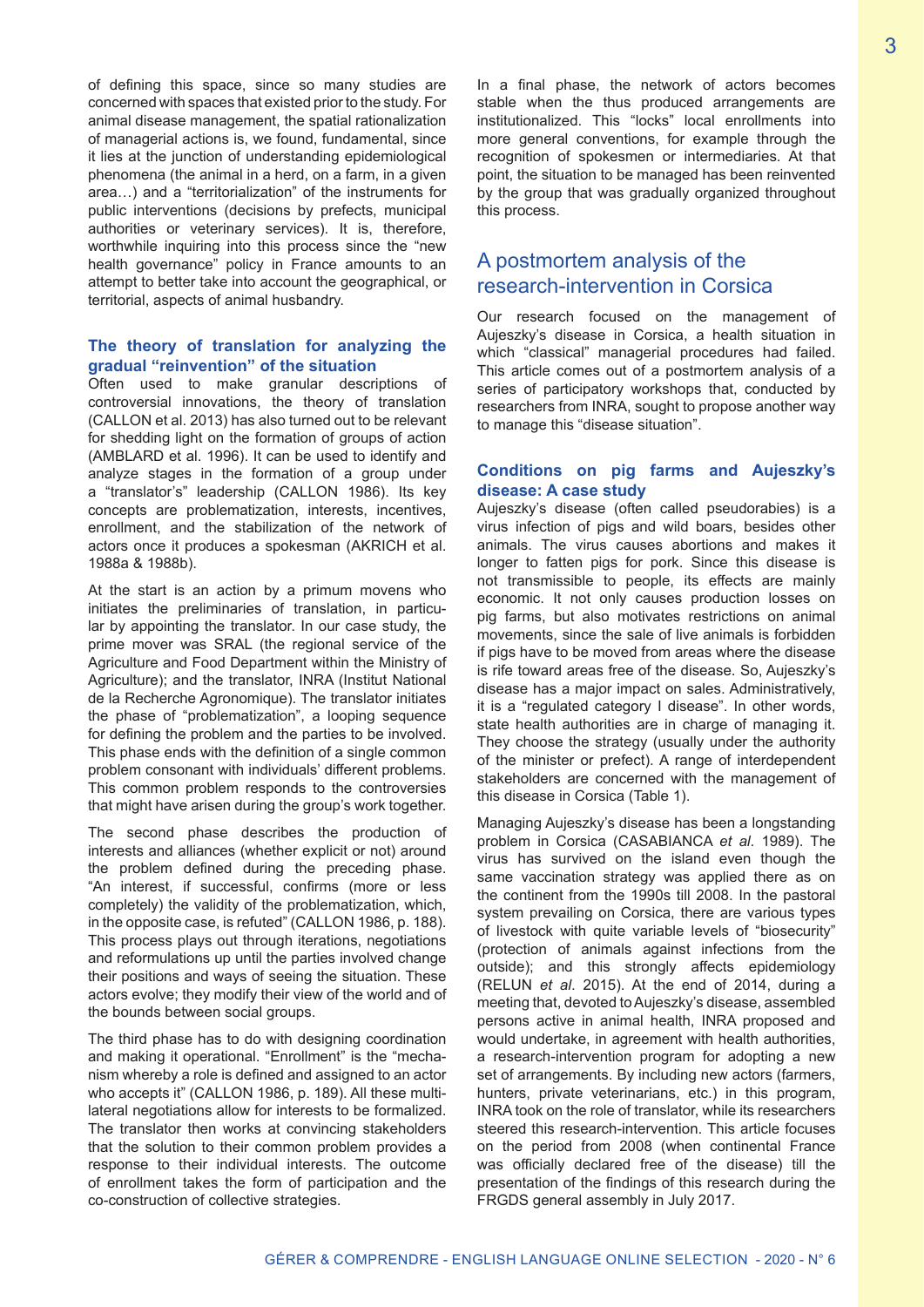of defining this space, since so many studies are concerned with spaces that existed prior to the study. For animal disease management, the spatial rationalization of managerial actions is, we found, fundamental, since it lies at the junction of understanding epidemiological phenomena (the animal in a herd, on a farm, in a given area…) and a "territorialization" of the instruments for public interventions (decisions by prefects, municipal authorities or veterinary services). It is, therefore, worthwhile inquiring into this process since the "new health governance" policy in France amounts to an attempt to better take into account the geographical, or territorial, aspects of animal husbandry.

### The theory of translation for analyzing the gradual "reinvention" of the situation

Often used to make granular descriptions of controversial innovations, the theory of translation (CALLON et al. 2013) has also turned out to be relevant for shedding light on the formation of groups of action (AMBLARD et al. 1996). It can be used to identify and analyze stages in the formation of a group under a "translator's" leadership (CALLON 1986). Its key concepts are problematization, interests, incentives, enrollment, and the stabilization of the network of actors once it produces a spokesman (AKRICH et al. 1988a & 1988b).

At the start is an action by a primum movens who initiates the preliminaries of translation, in particular by appointing the translator. In our case study, the prime mover was SRAL (the regional service of the Agriculture and Food Department within the Ministry of Agriculture); and the translator, INRA (Institut National de la Recherche Agronomique). The translator initiates the phase of "problematization", a looping sequence for defining the problem and the parties to be involved. This phase ends with the definition of a single common problem consonant with individuals' different problems. This common problem responds to the controversies that might have arisen during the group's work together.

The second phase describes the production of interests and alliances (whether explicit or not) around the problem defined during the preceding phase. "An interest, if successful, confirms (more or less completely) the validity of the problematization, which, in the opposite case, is refuted" (CALLON 1986, p. 188). This process plays out through iterations, negotiations and reformulations up until the parties involved change their positions and ways of seeing the situation. These actors evolve; they modify their view of the world and of the bounds between social groups.

The third phase has to do with designing coordination and making it operational. "Enrollment" is the "mechanism whereby a role is defined and assigned to an actor who accepts it" (CALLON 1986, p. 189). All these multilateral negotiations allow for interests to be formalized. The translator then works at convincing stakeholders that the solution to their common problem provides a response to their individual interests. The outcome of enrollment takes the form of participation and the co-construction of collective strategies.

In a final phase, the network of actors becomes stable when the thus produced arrangements are institutionalized. This "locks" local enrollments into more general conventions, for example through the recognition of spokesmen or intermediaries. At that point, the situation to be managed has been reinvented by the group that was gradually organized throughout this process.

## A postmortem analysis of the research-intervention in Corsica

Our research focused on the management of Aujeszky's disease in Corsica, a health situation in which "classical" managerial procedures had failed. This article comes out of a postmortem analysis of a series of participatory workshops that, conducted by researchers from INRA, sought to propose another way to manage this "disease situation".

### Conditions on pig farms and Aujeszky's disease: A case study

Aujeszky's disease (often called pseudorabies) is a virus infection of pigs and wild boars, besides other animals. The virus causes abortions and makes it longer to fatten pigs for pork. Since this disease is not transmissible to people, its effects are mainly economic. It not only causes production losses on pig farms, but also motivates restrictions on animal movements, since the sale of live animals is forbidden if pigs have to be moved from areas where the disease is rife toward areas free of the disease. So, Aujeszky's disease has a major impact on sales. Administratively, it is a "regulated category I disease". In other words, state health authorities are in charge of managing it. They choose the strategy (usually under the authority of the minister or prefect). A range of interdependent stakeholders are concerned with the management of this disease in Corsica (Table 1).

Managing Aujeszky's disease has been a longstanding problem in Corsica (CASABIANCA *et al*. 1989). The virus has survived on the island even though the same vaccination strategy was applied there as on the continent from the 1990s till 2008. In the pastoral system prevailing on Corsica, there are various types of livestock with quite variable levels of "biosecurity" (protection of animals against infections from the outside); and this strongly affects epidemiology (RELUN *et al*. 2015). At the end of 2014, during a meeting that, devoted to Aujeszky's disease, assembled persons active in animal health, INRA proposed and would undertake, in agreement with health authorities, a research-intervention program for adopting a new set of arrangements. By including new actors (farmers, hunters, private veterinarians, etc.) in this program, INRA took on the role of translator, while its researchers steered this research-intervention. This article focuses on the period from 2008 (when continental France was officially declared free of the disease) till the presentation of the findings of this research during the FRGDS general assembly in July 2017.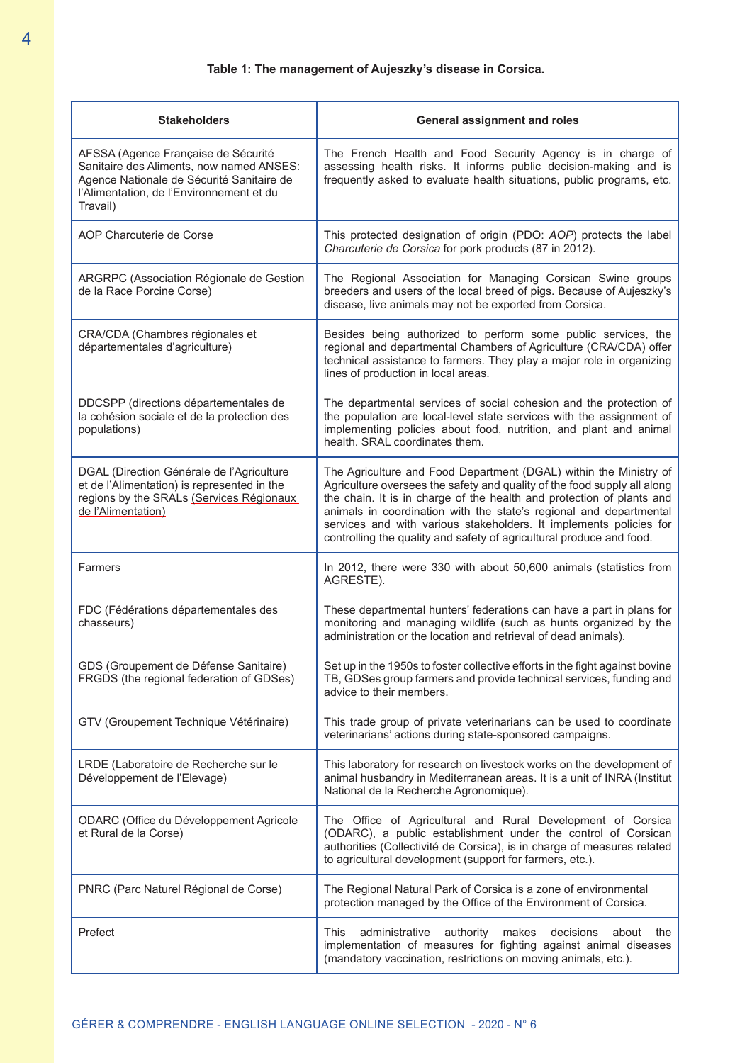**Table 1: The management of Aujeszky's disease in Corsica.**

| Stakeholders | General assignment and roles |
|---|---|
| AFSSA (Agence Française de Sécurité Sanitaire des Aliments, now named ANSES: Agence Nationale de Sécurité Sanitaire de l'Alimentation, de l'Environnement et du Travail) | The French Health and Food Security Agency is in charge of assessing health risks. It informs public decision-making and is frequently asked to evaluate health situations, public programs, etc. |
| AOP Charcuterie de Corse | This protected designation of origin (PDO: *AOP*) protects the label *Charcuterie de Corsica* for pork products (87 in 2012). |
| ARGRPC (Association Régionale de Gestion de la Race Porcine Corse) | The Regional Association for Managing Corsican Swine groups breeders and users of the local breed of pigs. Because of Aujeszky's disease, live animals may not be exported from Corsica. |
| CRA/CDA (Chambres régionales et départementales d'agriculture) | Besides being authorized to perform some public services, the regional and departmental Chambers of Agriculture (CRA/CDA) offer technical assistance to farmers. They play a major role in organizing lines of production in local areas. |
| DDCSPP (directions départementales de la cohésion sociale et de la protection des populations) | The departmental services of social cohesion and the protection of the population are local-level state services with the assignment of implementing policies about food, nutrition, and plant and animal health. SRAL coordinates them. |
| DGAL (Direction Générale de l'Agriculture et de l'Alimentation) is represented in the regions by the SRALs (Services Régionaux de l'Alimentation) | The Agriculture and Food Department (DGAL) within the Ministry of Agriculture oversees the safety and quality of the food supply all along the chain. It is in charge of the health and protection of plants and animals in coordination with the state's regional and departmental services and with various stakeholders. It implements policies for controlling the quality and safety of agricultural produce and food. |
| Farmers | In 2012, there were 330 with about 50,600 animals (statistics from AGRESTE). |
| FDC (Fédérations départementales des chasseurs) | These departmental hunters' federations can have a part in plans for monitoring and managing wildlife (such as hunts organized by the administration or the location and retrieval of dead animals). |
| GDS (Groupement de Défense Sanitaire) FRGDS (the regional federation of GDSes) | Set up in the 1950s to foster collective efforts in the fight against bovine TB, GDSes group farmers and provide technical services, funding and advice to their members. |
| GTV (Groupement Technique Vétérinaire) | This trade group of private veterinarians can be used to coordinate veterinarians' actions during state-sponsored campaigns. |
| LRDE (Laboratoire de Recherche sur le Développement de l'Elevage) | This laboratory for research on livestock works on the development of animal husbandry in Mediterranean areas. It is a unit of INRA (Institut National de la Recherche Agronomique). |
| ODARC (Office du Développement Agricole et Rural de la Corse) | The Office of Agricultural and Rural Development of Corsica (ODARC), a public establishment under the control of Corsican authorities (Collectivité de Corsica), is in charge of measures related to agricultural development (support for farmers, etc.). |
| PNRC (Parc Naturel Régional de Corse) | The Regional Natural Park of Corsica is a zone of environmental protection managed by the Office of the Environment of Corsica. |
| Prefect | This administrative authority makes decisions about the implementation of measures for fighting against animal diseases (mandatory vaccination, restrictions on moving animals, etc.). |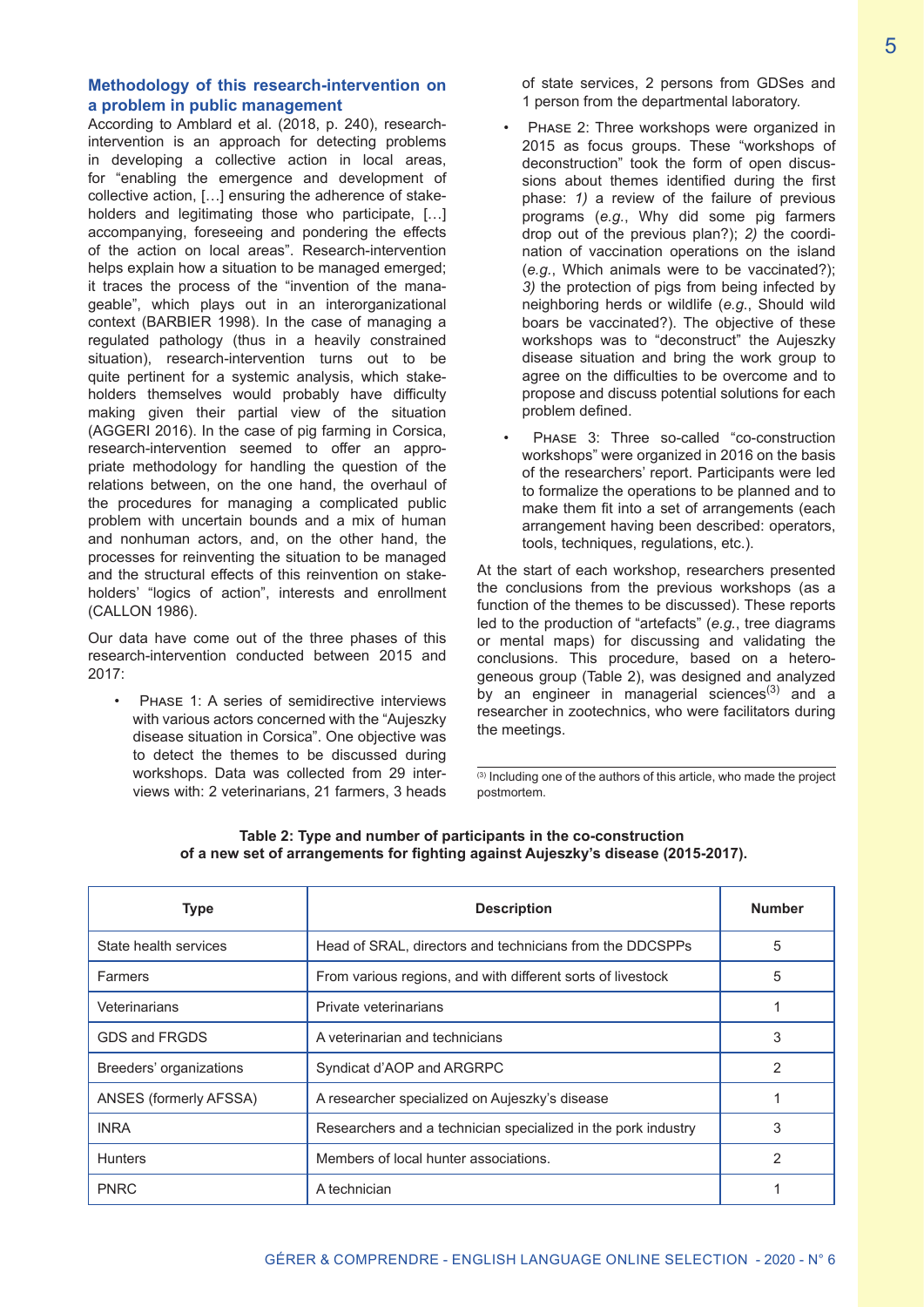### Methodology of this research-intervention on a problem in public management

According to Amblard et al. (2018, p. 240), research-intervention is an approach for detecting problems in developing a collective action in local areas, for "enabling the emergence and development of collective action, […] ensuring the adherence of stakeholders and legitimating those who participate, […] accompanying, foreseeing and pondering the effects of the action on local areas". Research-intervention helps explain how a situation to be managed emerged; it traces the process of the "invention of the manageable", which plays out in an interorganizational context (BARBIER 1998). In the case of managing a regulated pathology (thus in a heavily constrained situation), research-intervention turns out to be quite pertinent for a systemic analysis, which stakeholders themselves would probably have difficulty making given their partial view of the situation (AGGERI 2016). In the case of pig farming in Corsica, research-intervention seemed to offer an appropriate methodology for handling the question of the relations between, on the one hand, the overhaul of the procedures for managing a complicated public problem with uncertain bounds and a mix of human and nonhuman actors, and, on the other hand, the processes for reinventing the situation to be managed and the structural effects of this reinvention on stakeholders' "logics of action", interests and enrollment (CALLON 1986).

Our data have come out of the three phases of this research-intervention conducted between 2015 and 2017:

- Phase 1: A series of semidirective interviews with various actors concerned with the "Aujeszky disease situation in Corsica". One objective was to detect the themes to be discussed during workshops. Data was collected from 29 interviews with: 2 veterinarians, 21 farmers, 3 heads of state services, 2 persons from GDSes and 1 person from the departmental laboratory.
- Phase 2: Three workshops were organized in 2015 as focus groups. These "workshops of deconstruction" took the form of open discussions about themes identified during the first phase: *1)* a review of the failure of previous programs (*e.g.*, Why did some pig farmers drop out of the previous plan?); *2)* the coordination of vaccination operations on the island (*e.g.*, Which animals were to be vaccinated?); *3)* the protection of pigs from being infected by neighboring herds or wildlife (*e.g.*, Should wild boars be vaccinated?). The objective of these workshops was to "deconstruct" the Aujeszky disease situation and bring the work group to agree on the difficulties to be overcome and to propose and discuss potential solutions for each problem defined.
- Phase 3: Three so-called "co-construction workshops" were organized in 2016 on the basis of the researchers' report. Participants were led to formalize the operations to be planned and to make them fit into a set of arrangements (each arrangement having been described: operators, tools, techniques, regulations, etc.).

At the start of each workshop, researchers presented the conclusions from the previous workshops (as a function of the themes to be discussed). These reports led to the production of "artefacts" (*e.g.*, tree diagrams or mental maps) for discussing and validating the conclusions. This procedure, based on a heterogeneous group (Table 2), was designed and analyzed by an engineer in managerial sciences[3] and a researcher in zootechnics, who were facilitators during the meetings.

[3] Including one of the authors of this article, who made the project postmortem.

**Table 2: Type and number of participants in the co-construction of a new set of arrangements for fighting against Aujeszky's disease (2015-2017).**

| Type | Description | Number |
|---|---|---|
| State health services | Head of SRAL, directors and technicians from the DDCSPPs | 5 |
| Farmers | From various regions, and with different sorts of livestock | 5 |
| Veterinarians | Private veterinarians | 1 |
| GDS and FRGDS | A veterinarian and technicians | 3 |
| Breeders' organizations | Syndicat d'AOP and ARGRPC | 2 |
| ANSES (formerly AFSSA) | A researcher specialized on Aujeszky's disease | 1 |
| INRA | Researchers and a technician specialized in the pork industry | 3 |
| Hunters | Members of local hunter associations. | 2 |
| PNRC | A technician | 1 |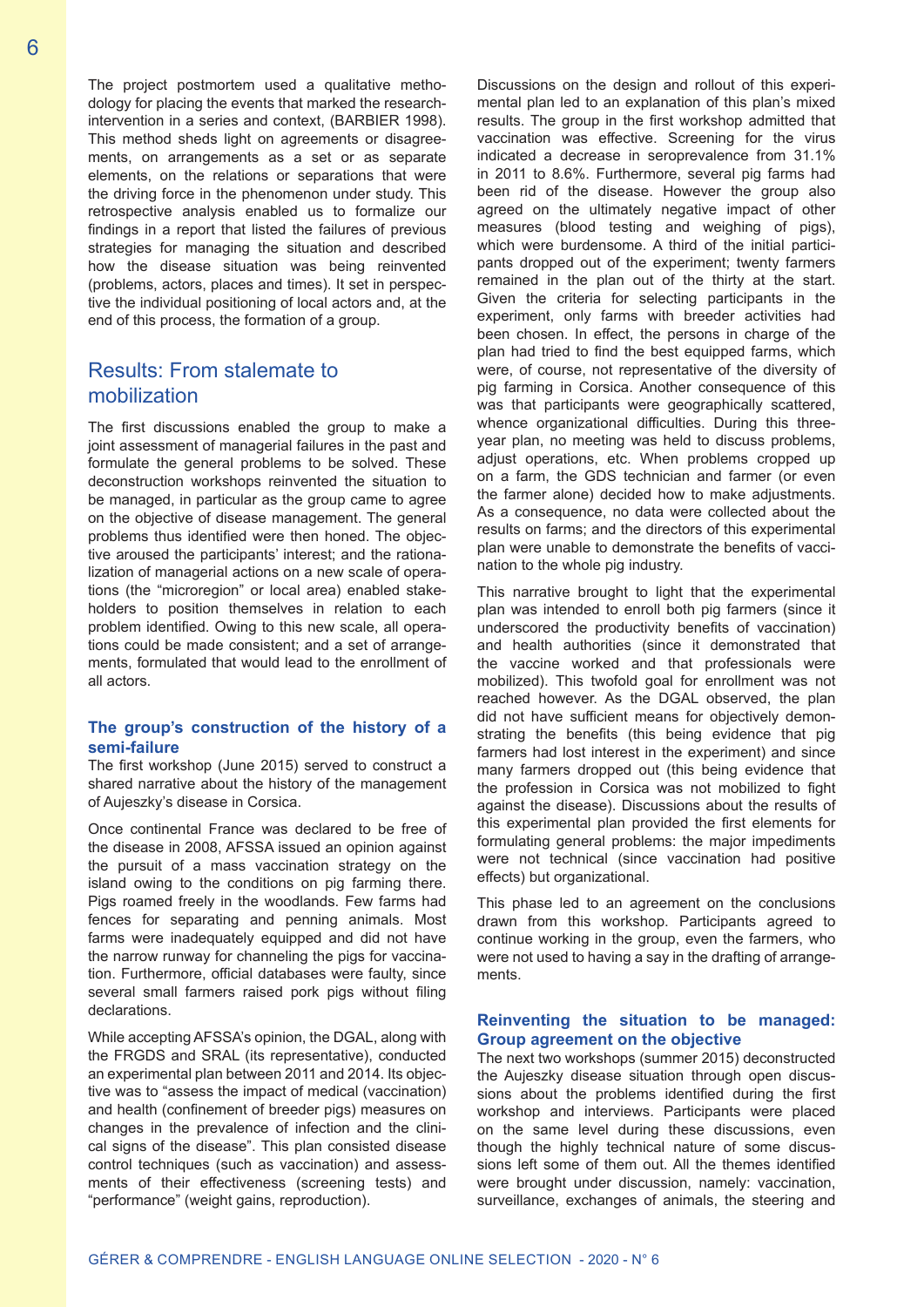The project postmortem used a qualitative methodology for placing the events that marked the research-intervention in a series and context, (BARBIER 1998). This method sheds light on agreements or disagreements, on arrangements as a set or as separate elements, on the relations or separations that were the driving force in the phenomenon under study. This retrospective analysis enabled us to formalize our findings in a report that listed the failures of previous strategies for managing the situation and described how the disease situation was being reinvented (problems, actors, places and times). It set in perspective the individual positioning of local actors and, at the end of this process, the formation of a group.

## Results: From stalemate to mobilization

The first discussions enabled the group to make a joint assessment of managerial failures in the past and formulate the general problems to be solved. These deconstruction workshops reinvented the situation to be managed, in particular as the group came to agree on the objective of disease management. The general problems thus identified were then honed. The objective aroused the participants' interest; and the rationalization of managerial actions on a new scale of operations (the "microregion" or local area) enabled stakeholders to position themselves in relation to each problem identified. Owing to this new scale, all operations could be made consistent; and a set of arrangements, formulated that would lead to the enrollment of all actors.

### The group's construction of the history of a semi-failure

The first workshop (June 2015) served to construct a shared narrative about the history of the management of Aujeszky's disease in Corsica.

Once continental France was declared to be free of the disease in 2008, AFSSA issued an opinion against the pursuit of a mass vaccination strategy on the island owing to the conditions on pig farming there. Pigs roamed freely in the woodlands. Few farms had fences for separating and penning animals. Most farms were inadequately equipped and did not have the narrow runway for channeling the pigs for vaccination. Furthermore, official databases were faulty, since several small farmers raised pork pigs without filing declarations.

While accepting AFSSA's opinion, the DGAL, along with the FRGDS and SRAL (its representative), conducted an experimental plan between 2011 and 2014. Its objective was to "assess the impact of medical (vaccination) and health (confinement of breeder pigs) measures on changes in the prevalence of infection and the clinical signs of the disease". This plan consisted disease control techniques (such as vaccination) and assessments of their effectiveness (screening tests) and "performance" (weight gains, reproduction).

Discussions on the design and rollout of this experimental plan led to an explanation of this plan's mixed results. The group in the first workshop admitted that vaccination was effective. Screening for the virus indicated a decrease in seroprevalence from 31.1% in 2011 to 8.6%. Furthermore, several pig farms had been rid of the disease. However the group also agreed on the ultimately negative impact of other measures (blood testing and weighing of pigs), which were burdensome. A third of the initial participants dropped out of the experiment; twenty farmers remained in the plan out of the thirty at the start. Given the criteria for selecting participants in the experiment, only farms with breeder activities had been chosen. In effect, the persons in charge of the plan had tried to find the best equipped farms, which were, of course, not representative of the diversity of pig farming in Corsica. Another consequence of this was that participants were geographically scattered, whence organizational difficulties. During this three-year plan, no meeting was held to discuss problems, adjust operations, etc. When problems cropped up on a farm, the GDS technician and farmer (or even the farmer alone) decided how to make adjustments. As a consequence, no data were collected about the results on farms; and the directors of this experimental plan were unable to demonstrate the benefits of vaccination to the whole pig industry.

This narrative brought to light that the experimental plan was intended to enroll both pig farmers (since it underscored the productivity benefits of vaccination) and health authorities (since it demonstrated that the vaccine worked and that professionals were mobilized). This twofold goal for enrollment was not reached however. As the DGAL observed, the plan did not have sufficient means for objectively demonstrating the benefits (this being evidence that pig farmers had lost interest in the experiment) and since many farmers dropped out (this being evidence that the profession in Corsica was not mobilized to fight against the disease). Discussions about the results of this experimental plan provided the first elements for formulating general problems: the major impediments were not technical (since vaccination had positive effects) but organizational.

This phase led to an agreement on the conclusions drawn from this workshop. Participants agreed to continue working in the group, even the farmers, who were not used to having a say in the drafting of arrangements.

### Reinventing the situation to be managed: Group agreement on the objective

The next two workshops (summer 2015) deconstructed the Aujeszky disease situation through open discussions about the problems identified during the first workshop and interviews. Participants were placed on the same level during these discussions, even though the highly technical nature of some discussions left some of them out. All the themes identified were brought under discussion, namely: vaccination, surveillance, exchanges of animals, the steering and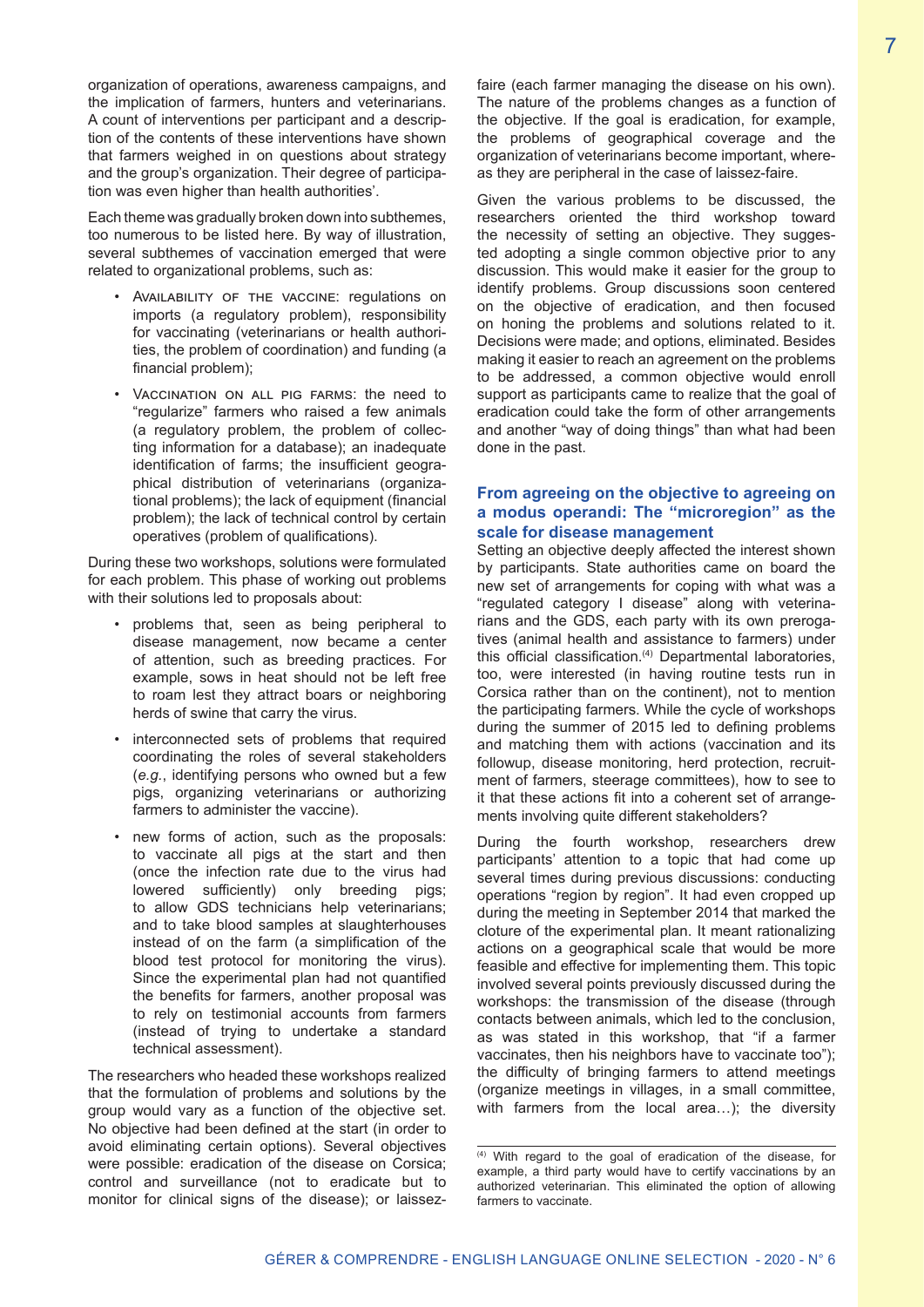organization of operations, awareness campaigns, and the implication of farmers, hunters and veterinarians. A count of interventions per participant and a description of the contents of these interventions have shown that farmers weighed in on questions about strategy and the group's organization. Their degree of participation was even higher than health authorities'.

Each theme was gradually broken down into subthemes, too numerous to be listed here. By way of illustration, several subthemes of vaccination emerged that were related to organizational problems, such as:

- Availability of the vaccine: regulations on imports (a regulatory problem), responsibility for vaccinating (veterinarians or health authorities, the problem of coordination) and funding (a financial problem);
- Vaccination on all pig farms: the need to "regularize" farmers who raised a few animals (a regulatory problem, the problem of collecting information for a database); an inadequate identification of farms; the insufficient geographical distribution of veterinarians (organizational problems); the lack of equipment (financial problem); the lack of technical control by certain operatives (problem of qualifications).

During these two workshops, solutions were formulated for each problem. This phase of working out problems with their solutions led to proposals about:

- problems that, seen as being peripheral to disease management, now became a center of attention, such as breeding practices. For example, sows in heat should not be left free to roam lest they attract boars or neighboring herds of swine that carry the virus.
- interconnected sets of problems that required coordinating the roles of several stakeholders (*e.g.*, identifying persons who owned but a few pigs, organizing veterinarians or authorizing farmers to administer the vaccine).
- new forms of action, such as the proposals: to vaccinate all pigs at the start and then (once the infection rate due to the virus had lowered sufficiently) only breeding pigs; to allow GDS technicians help veterinarians; and to take blood samples at slaughterhouses instead of on the farm (a simplification of the blood test protocol for monitoring the virus). Since the experimental plan had not quantified the benefits for farmers, another proposal was to rely on testimonial accounts from farmers (instead of trying to undertake a standard technical assessment).

The researchers who headed these workshops realized that the formulation of problems and solutions by the group would vary as a function of the objective set. No objective had been defined at the start (in order to avoid eliminating certain options). Several objectives were possible: eradication of the disease on Corsica; control and surveillance (not to eradicate but to monitor for clinical signs of the disease); or laissez-faire (each farmer managing the disease on his own). The nature of the problems changes as a function of the objective. If the goal is eradication, for example, the problems of geographical coverage and the organization of veterinarians become important, whereas they are peripheral in the case of laissez-faire.

Given the various problems to be discussed, the researchers oriented the third workshop toward the necessity of setting an objective. They suggested adopting a single common objective prior to any discussion. This would make it easier for the group to identify problems. Group discussions soon centered on the objective of eradication, and then focused on honing the problems and solutions related to it. Decisions were made; and options, eliminated. Besides making it easier to reach an agreement on the problems to be addressed, a common objective would enroll support as participants came to realize that the goal of eradication could take the form of other arrangements and another "way of doing things" than what had been done in the past.

## From agreeing on the objective to agreeing on a modus operandi: The "microregion" as the scale for disease management

Setting an objective deeply affected the interest shown by participants. State authorities came on board the new set of arrangements for coping with what was a "regulated category I disease" along with veterinarians and the GDS, each party with its own prerogatives (animal health and assistance to farmers) under this official classification.[4] Departmental laboratories, too, were interested (in having routine tests run in Corsica rather than on the continent), not to mention the participating farmers. While the cycle of workshops during the summer of 2015 led to defining problems and matching them with actions (vaccination and its followup, disease monitoring, herd protection, recruitment of farmers, steerage committees), how to see to it that these actions fit into a coherent set of arrangements involving quite different stakeholders?

During the fourth workshop, researchers drew participants' attention to a topic that had come up several times during previous discussions: conducting operations "region by region". It had even cropped up during the meeting in September 2014 that marked the cloture of the experimental plan. It meant rationalizing actions on a geographical scale that would be more feasible and effective for implementing them. This topic involved several points previously discussed during the workshops: the transmission of the disease (through contacts between animals, which led to the conclusion, as was stated in this workshop, that "if a farmer vaccinates, then his neighbors have to vaccinate too"); the difficulty of bringing farmers to attend meetings (organize meetings in villages, in a small committee, with farmers from the local area…); the diversity

[4] With regard to the goal of eradication of the disease, for example, a third party would have to certify vaccinations by an authorized veterinarian. This eliminated the option of allowing farmers to vaccinate.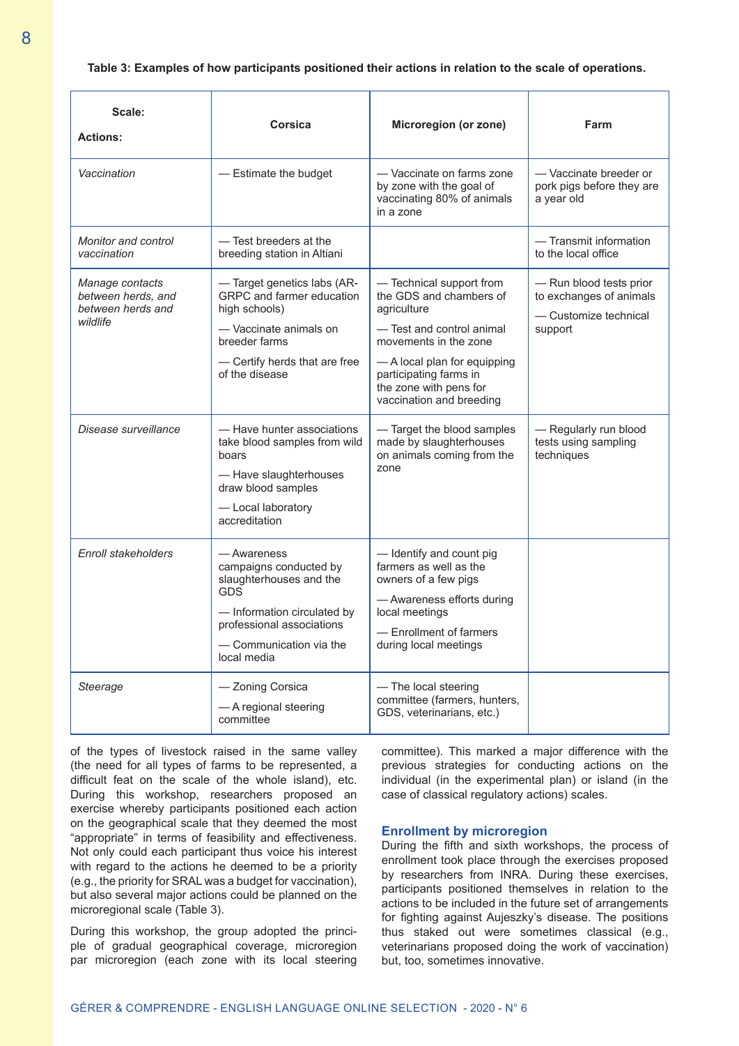**Table 3: Examples of how participants positioned their actions in relation to the scale of operations.**

| Scale: / Actions: | Corsica | Microregion (or zone) | Farm |
|---|---|---|---|
| *Vaccination* | — Estimate the budget | — Vaccinate on farms zone by zone with the goal of vaccinating 80% of animals in a zone | — Vaccinate breeder or pork pigs before they are a year old |
| *Monitor and control vaccination* | — Test breeders at the breeding station in Altiani | | — Transmit information to the local office |
| *Manage contacts between herds, and between herds and wildlife* | — Target genetics labs (AR-GRPC and farmer education high schools)<br>— Vaccinate animals on breeder farms<br>— Certify herds that are free of the disease | — Technical support from the GDS and chambers of agriculture<br>— Test and control animal movements in the zone<br>— A local plan for equipping participating farms in the zone with pens for vaccination and breeding | — Run blood tests prior to exchanges of animals<br>— Customize technical support |
| *Disease surveillance* | — Have hunter associations take blood samples from wild boars<br>— Have slaughterhouses draw blood samples<br>— Local laboratory accreditation | — Target the blood samples made by slaughterhouses on animals coming from the zone | — Regularly run blood tests using sampling techniques |
| *Enroll stakeholders* | — Awareness campaigns conducted by slaughterhouses and the GDS<br>— Information circulated by professional associations<br>— Communication via the local media | — Identify and count pig farmers as well as the owners of a few pigs<br>— Awareness efforts during local meetings<br>— Enrollment of farmers during local meetings | |
| *Steerage* | — Zoning Corsica<br>— A regional steering committee | — The local steering committee (farmers, hunters, GDS, veterinarians, etc.) | |

of the types of livestock raised in the same valley (the need for all types of farms to be represented, a difficult feat on the scale of the whole island), etc. During this workshop, researchers proposed an exercise whereby participants positioned each action on the geographical scale that they deemed the most "appropriate" in terms of feasibility and effectiveness. Not only could each participant thus voice his interest with regard to the actions he deemed to be a priority (e.g., the priority for SRAL was a budget for vaccination), but also several major actions could be planned on the microregional scale (Table 3).

During this workshop, the group adopted the principle of gradual geographical coverage, microregion par microregion (each zone with its local steering committee). This marked a major difference with the previous strategies for conducting actions on the individual (in the experimental plan) or island (in the case of classical regulatory actions) scales.

## Enrollment by microregion

During the fifth and sixth workshops, the process of enrollment took place through the exercises proposed by researchers from INRA. During these exercises, participants positioned themselves in relation to the actions to be included in the future set of arrangements for fighting against Aujeszky's disease. The positions thus staked out were sometimes classical (e.g., veterinarians proposed doing the work of vaccination) but, too, sometimes innovative.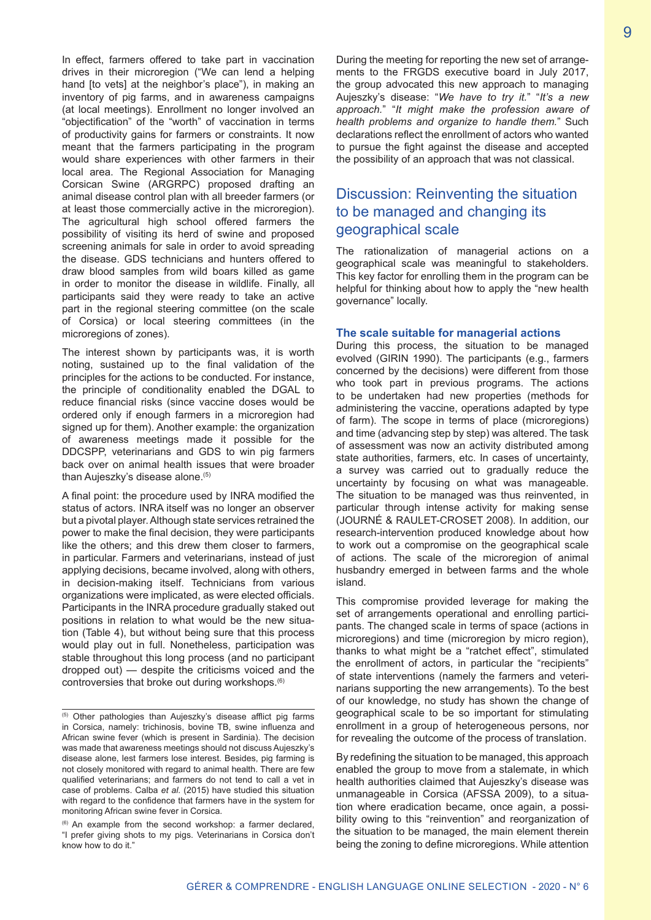In effect, farmers offered to take part in vaccination drives in their microregion ("We can lend a helping hand [to vets] at the neighbor's place"), in making an inventory of pig farms, and in awareness campaigns (at local meetings). Enrollment no longer involved an "objectification" of the "worth" of vaccination in terms of productivity gains for farmers or constraints. It now meant that the farmers participating in the program would share experiences with other farmers in their local area. The Regional Association for Managing Corsican Swine (ARGRPC) proposed drafting an animal disease control plan with all breeder farmers (or at least those commercially active in the microregion). The agricultural high school offered farmers the possibility of visiting its herd of swine and proposed screening animals for sale in order to avoid spreading the disease. GDS technicians and hunters offered to draw blood samples from wild boars killed as game in order to monitor the disease in wildlife. Finally, all participants said they were ready to take an active part in the regional steering committee (on the scale of Corsica) or local steering committees (in the microregions of zones).

The interest shown by participants was, it is worth noting, sustained up to the final validation of the principles for the actions to be conducted. For instance, the principle of conditionality enabled the DGAL to reduce financial risks (since vaccine doses would be ordered only if enough farmers in a microregion had signed up for them). Another example: the organization of awareness meetings made it possible for the DDCSPP, veterinarians and GDS to win pig farmers back over on animal health issues that were broader than Aujeszky's disease alone.[5]

A final point: the procedure used by INRA modified the status of actors. INRA itself was no longer an observer but a pivotal player. Although state services retained the power to make the final decision, they were participants like the others; and this drew them closer to farmers, in particular. Farmers and veterinarians, instead of just applying decisions, became involved, along with others, in decision-making itself. Technicians from various organizations were implicated, as were elected officials. Participants in the INRA procedure gradually staked out positions in relation to what would be the new situation (Table 4), but without being sure that this process would play out in full. Nonetheless, participation was stable throughout this long process (and no participant dropped out) — despite the criticisms voiced and the controversies that broke out during workshops.[6]

During the meeting for reporting the new set of arrangements to the FRGDS executive board in July 2017, the group advocated this new approach to managing Aujeszky's disease: "*We have to try it.*" "*It's a new approach.*" "*It might make the profession aware of health problems and organize to handle them.*" Such declarations reflect the enrollment of actors who wanted to pursue the fight against the disease and accepted the possibility of an approach that was not classical.

## Discussion: Reinventing the situation to be managed and changing its geographical scale

The rationalization of managerial actions on a geographical scale was meaningful to stakeholders. This key factor for enrolling them in the program can be helpful for thinking about how to apply the "new health governance" locally.

### The scale suitable for managerial actions

During this process, the situation to be managed evolved (GIRIN 1990). The participants (e.g., farmers concerned by the decisions) were different from those who took part in previous programs. The actions to be undertaken had new properties (methods for administering the vaccine, operations adapted by type of farm). The scope in terms of place (microregions) and time (advancing step by step) was altered. The task of assessment was now an activity distributed among state authorities, farmers, etc. In cases of uncertainty, a survey was carried out to gradually reduce the uncertainty by focusing on what was manageable. The situation to be managed was thus reinvented, in particular through intense activity for making sense (JOURNÉ & RAULET-CROSET 2008). In addition, our research-intervention produced knowledge about how to work out a compromise on the geographical scale of actions. The scale of the microregion of animal husbandry emerged in between farms and the whole island.

This compromise provided leverage for making the set of arrangements operational and enrolling participants. The changed scale in terms of space (actions in microregions) and time (microregion by micro region), thanks to what might be a "ratchet effect", stimulated the enrollment of actors, in particular the "recipients" of state interventions (namely the farmers and veterinarians supporting the new arrangements). To the best of our knowledge, no study has shown the change of geographical scale to be so important for stimulating enrollment in a group of heterogeneous persons, nor for revealing the outcome of the process of translation.

By redefining the situation to be managed, this approach enabled the group to move from a stalemate, in which health authorities claimed that Aujeszky's disease was unmanageable in Corsica (AFSSA 2009), to a situation where eradication became, once again, a possibility owing to this "reinvention" and reorganization of the situation to be managed, the main element therein being the zoning to define microregions. While attention

---

[5] Other pathologies than Aujeszky's disease afflict pig farms in Corsica, namely: trichinosis, bovine TB, swine influenza and African swine fever (which is present in Sardinia). The decision was made that awareness meetings should not discuss Aujeszky's disease alone, lest farmers lose interest. Besides, pig farming is not closely monitored with regard to animal health. There are few qualified veterinarians; and farmers do not tend to call a vet in case of problems. Calba *et al.* (2015) have studied this situation with regard to the confidence that farmers have in the system for monitoring African swine fever in Corsica.

[6] An example from the second workshop: a farmer declared, "I prefer giving shots to my pigs. Veterinarians in Corsica don't know how to do it."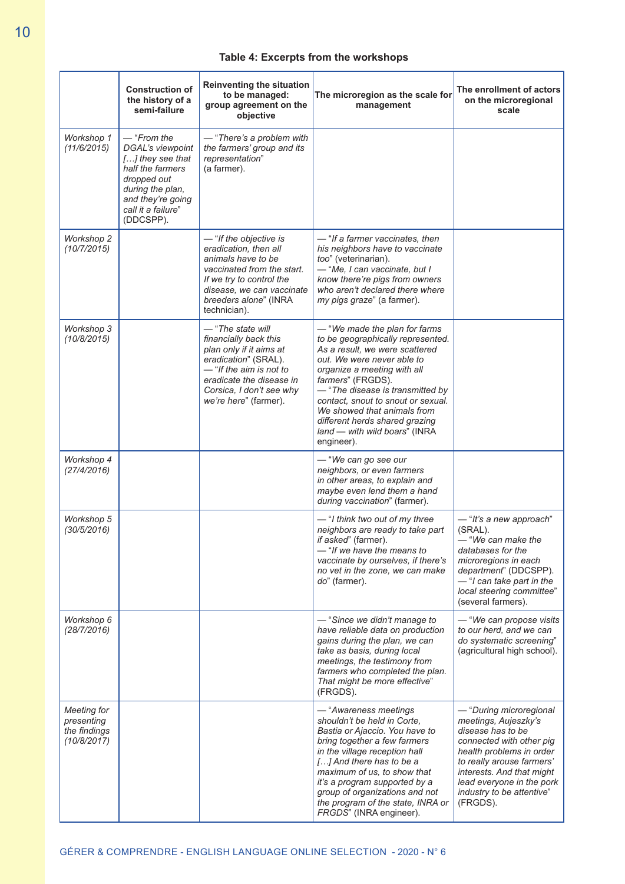**Table 4: Excerpts from the workshops**

| | Construction of the history of a semi-failure | Reinventing the situation to be managed: group agreement on the objective | The microregion as the scale for management | The enrollment of actors on the microregional scale |
|---|---|---|---|---|
| *Workshop 1 (11/6/2015)* | — "*From the DGAL's viewpoint […] they see that half the farmers dropped out during the plan, and they're going call it a failure*" (DDCSPP). | — "*There's a problem with the farmers' group and its representation*" (a farmer). | | |
| *Workshop 2 (10/7/2015)* | | — "*If the objective is eradication, then all animals have to be vaccinated from the start. If we try to control the disease, we can vaccinate breeders alone*" (INRA technician). | — "*If a farmer vaccinates, then his neighbors have to vaccinate too*" (veterinarian). — "*Me, I can vaccinate, but I know there're pigs from owners who aren't declared there where my pigs graze*" (a farmer). | |
| *Workshop 3 (10/8/2015)* | | — "*The state will financially back this plan only if it aims at eradication*" (SRAL). — "*If the aim is not to eradicate the disease in Corsica, I don't see why we're here*" (farmer). | — "*We made the plan for farms to be geographically represented. As a result, we were scattered out. We were never able to organize a meeting with all farmers*" (FRGDS). — "*The disease is transmitted by contact, snout to snout or sexual. We showed that animals from different herds shared grazing land — with wild boars*" (INRA engineer). | |
| *Workshop 4 (27/4/2016)* | | | — "*We can go see our neighbors, or even farmers in other areas, to explain and maybe even lend them a hand during vaccination*" (farmer). | |
| *Workshop 5 (30/5/2016)* | | | — "*I think two out of my three neighbors are ready to take part if asked*" (farmer). — "*If we have the means to vaccinate by ourselves, if there's no vet in the zone, we can make do*" (farmer). | — "*It's a new approach*" (SRAL). — "*We can make the databases for the microregions in each department*" (DDCSPP). — "*I can take part in the local steering committee*" (several farmers). |
| *Workshop 6 (28/7/2016)* | | | — "*Since we didn't manage to have reliable data on production gains during the plan, we can take as basis, during local meetings, the testimony from farmers who completed the plan. That might be more effective*" (FRGDS). | — "*We can propose visits to our herd, and we can do systematic screening*" (agricultural high school). |
| *Meeting for presenting the findings (10/8/2017)* | | | — "*Awareness meetings shouldn't be held in Corte, Bastia or Ajaccio. You have to bring together a few farmers in the village reception hall […] And there has to be a maximum of us, to show that it's a program supported by a group of organizations and not the program of the state, INRA or FRGDS*" (INRA engineer). | — "*During microregional meetings, Aujeszky's disease has to be connected with other pig health problems in order to really arouse farmers' interests. And that might lead everyone in the pork industry to be attentive*" (FRGDS). |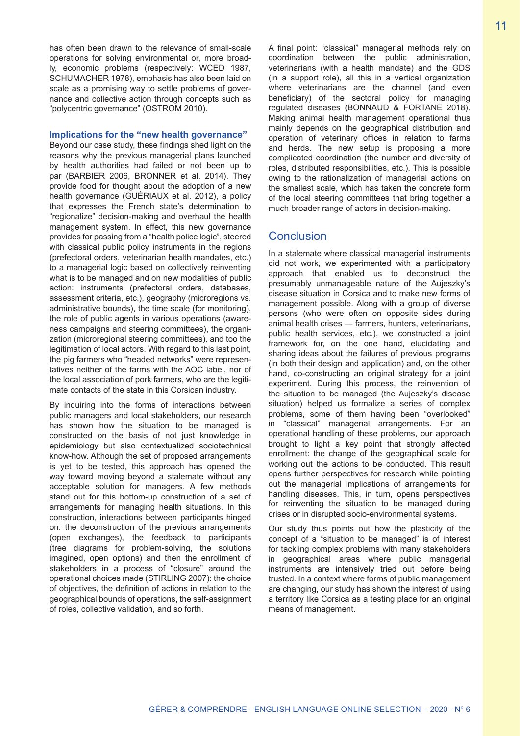has often been drawn to the relevance of small-scale operations for solving environmental or, more broadly, economic problems (respectively: WCED 1987, SCHUMACHER 1978), emphasis has also been laid on scale as a promising way to settle problems of governance and collective action through concepts such as "polycentric governance" (OSTROM 2010).

### Implications for the "new health governance"

Beyond our case study, these findings shed light on the reasons why the previous managerial plans launched by health authorities had failed or not been up to par (BARBIER 2006, BRONNER et al. 2014). They provide food for thought about the adoption of a new health governance (GUÉRIAUX et al. 2012), a policy that expresses the French state's determination to "regionalize" decision-making and overhaul the health management system. In effect, this new governance provides for passing from a "health police logic", steered with classical public policy instruments in the regions (prefectoral orders, veterinarian health mandates, etc.) to a managerial logic based on collectively reinventing what is to be managed and on new modalities of public action: instruments (prefectoral orders, databases, assessment criteria, etc.), geography (microregions vs. administrative bounds), the time scale (for monitoring), the role of public agents in various operations (awareness campaigns and steering committees), the organization (microregional steering committees), and too the legitimation of local actors. With regard to this last point, the pig farmers who "headed networks" were representatives neither of the farms with the AOC label, nor of the local association of pork farmers, who are the legitimate contacts of the state in this Corsican industry.

By inquiring into the forms of interactions between public managers and local stakeholders, our research has shown how the situation to be managed is constructed on the basis of not just knowledge in epidemiology but also contextualized sociotechnical know-how. Although the set of proposed arrangements is yet to be tested, this approach has opened the way toward moving beyond a stalemate without any acceptable solution for managers. A few methods stand out for this bottom-up construction of a set of arrangements for managing health situations. In this construction, interactions between participants hinged on: the deconstruction of the previous arrangements (open exchanges), the feedback to participants (tree diagrams for problem-solving, the solutions imagined, open options) and then the enrollment of stakeholders in a process of "closure" around the operational choices made (STIRLING 2007): the choice of objectives, the definition of actions in relation to the geographical bounds of operations, the self-assignment of roles, collective validation, and so forth.

A final point: "classical" managerial methods rely on coordination between the public administration, veterinarians (with a health mandate) and the GDS (in a support role), all this in a vertical organization where veterinarians are the channel (and even beneficiary) of the sectoral policy for managing regulated diseases (BONNAUD & FORTANE 2018). Making animal health management operational thus mainly depends on the geographical distribution and operation of veterinary offices in relation to farms and herds. The new setup is proposing a more complicated coordination (the number and diversity of roles, distributed responsibilities, etc.). This is possible owing to the rationalization of managerial actions on the smallest scale, which has taken the concrete form of the local steering committees that bring together a much broader range of actors in decision-making.

## Conclusion

In a stalemate where classical managerial instruments did not work, we experimented with a participatory approach that enabled us to deconstruct the presumably unmanageable nature of the Aujeszky's disease situation in Corsica and to make new forms of management possible. Along with a group of diverse persons (who were often on opposite sides during animal health crises — farmers, hunters, veterinarians, public health services, etc.), we constructed a joint framework for, on the one hand, elucidating and sharing ideas about the failures of previous programs (in both their design and application) and, on the other hand, co-constructing an original strategy for a joint experiment. During this process, the reinvention of the situation to be managed (the Aujeszky's disease situation) helped us formalize a series of complex problems, some of them having been "overlooked" in "classical" managerial arrangements. For an operational handling of these problems, our approach brought to light a key point that strongly affected enrollment: the change of the geographical scale for working out the actions to be conducted. This result opens further perspectives for research while pointing out the managerial implications of arrangements for handling diseases. This, in turn, opens perspectives for reinventing the situation to be managed during crises or in disrupted socio-environmental systems.

Our study thus points out how the plasticity of the concept of a "situation to be managed" is of interest for tackling complex problems with many stakeholders in geographical areas where public managerial instruments are intensively tried out before being trusted. In a context where forms of public management are changing, our study has shown the interest of using a territory like Corsica as a testing place for an original means of management.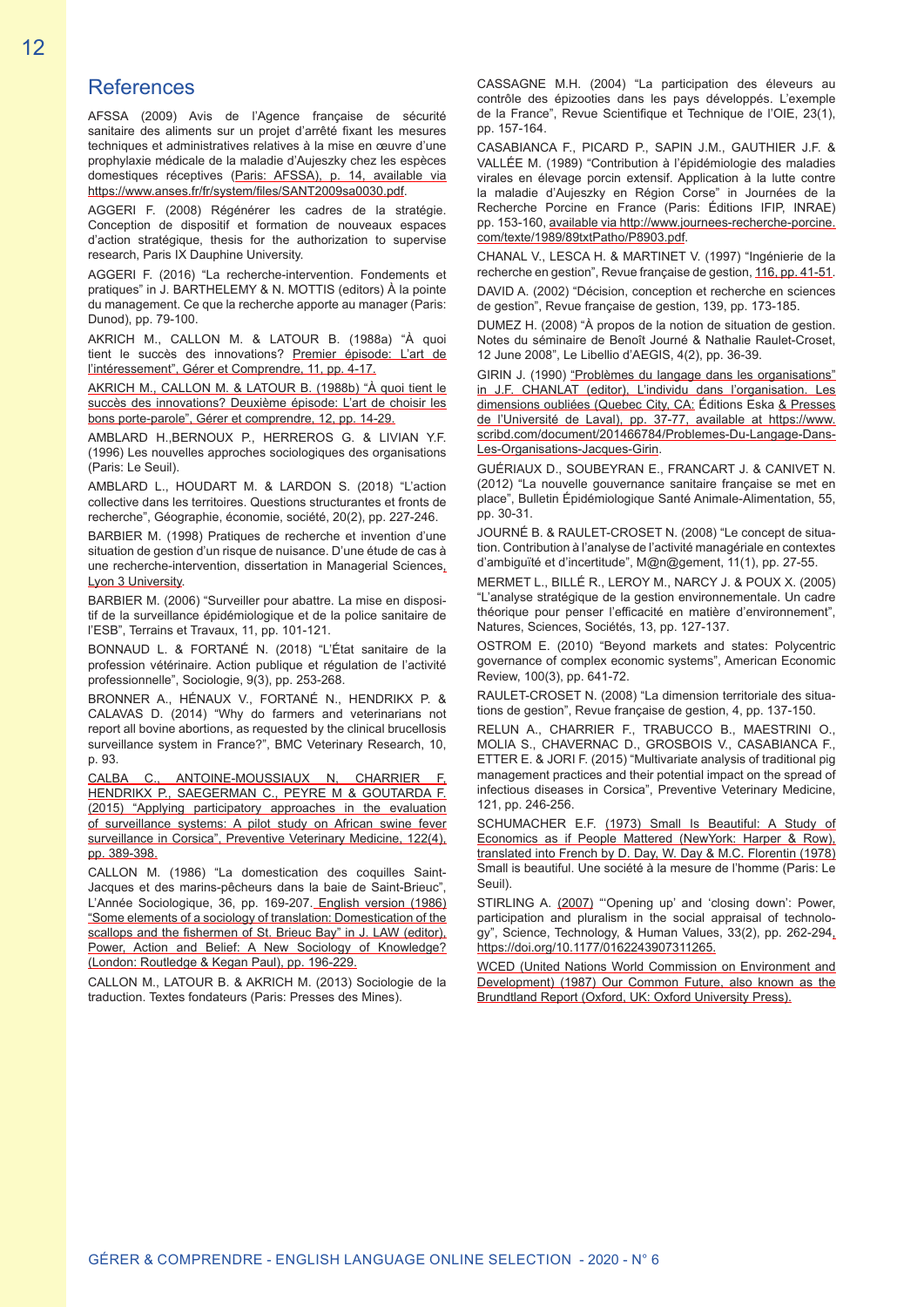## References

AFSSA (2009) Avis de l'Agence française de sécurité sanitaire des aliments sur un projet d'arrêté fixant les mesures techniques et administratives relatives à la mise en œuvre d'une prophylaxie médicale de la maladie d'Aujeszky chez les espèces domestiques réceptives (Paris: AFSSA), p. 14, available via https://www.anses.fr/fr/system/files/SANT2009sa0030.pdf.

AGGERI F. (2008) Régénérer les cadres de la stratégie. Conception de dispositif et formation de nouveaux espaces d'action stratégique, thesis for the authorization to supervise research, Paris IX Dauphine University.

AGGERI F. (2016) "La recherche-intervention. Fondements et pratiques" in J. BARTHELEMY & N. MOTTIS (editors) À la pointe du management. Ce que la recherche apporte au manager (Paris: Dunod), pp. 79-100.

AKRICH M., CALLON M. & LATOUR B. (1988a) "À quoi tient le succès des innovations? Premier épisode: L'art de l'intéressement", Gérer et Comprendre, 11, pp. 4-17.

AKRICH M., CALLON M. & LATOUR B. (1988b) "À quoi tient le succès des innovations? Deuxième épisode: L'art de choisir les bons porte-parole", Gérer et comprendre, 12, pp. 14-29.

AMBLARD H.,BERNOUX P., HERREROS G. & LIVIAN Y.F. (1996) Les nouvelles approches sociologiques des organisations (Paris: Le Seuil).

AMBLARD L., HOUDART M. & LARDON S. (2018) "L'action collective dans les territoires. Questions structurantes et fronts de recherche", Géographie, économie, société, 20(2), pp. 227-246.

BARBIER M. (1998) Pratiques de recherche et invention d'une situation de gestion d'un risque de nuisance. D'une étude de cas à une recherche-intervention, dissertation in Managerial Sciences, Lyon 3 University.

BARBIER M. (2006) "Surveiller pour abattre. La mise en dispositif de la surveillance épidémiologique et de la police sanitaire de l'ESB", Terrains et Travaux, 11, pp. 101-121.

BONNAUD L. & FORTANÉ N. (2018) "L'État sanitaire de la profession vétérinaire. Action publique et régulation de l'activité professionnelle", Sociologie, 9(3), pp. 253-268.

BRONNER A., HÉNAUX V., FORTANÉ N., HENDRIKX P. & CALAVAS D. (2014) "Why do farmers and veterinarians not report all bovine abortions, as requested by the clinical brucellosis surveillance system in France?", BMC Veterinary Research, 10, p. 93.

CALBA C., ANTOINE-MOUSSIAUX N., CHARRIER F., HENDRIKX P., SAEGERMAN C., PEYRE M & GOUTARDA F. (2015) "Applying participatory approaches in the evaluation of surveillance systems: A pilot study on African swine fever surveillance in Corsica", Preventive Veterinary Medicine, 122(4), pp. 389-398.

CALLON M. (1986) "La domestication des coquilles Saint-Jacques et des marins-pêcheurs dans la baie de Saint-Brieuc", L'Année Sociologique, 36, pp. 169-207. English version (1986) "Some elements of a sociology of translation: Domestication of the scallops and the fishermen of St. Brieuc Bay" in J. LAW (editor), Power, Action and Belief: A New Sociology of Knowledge? (London: Routledge & Kegan Paul), pp. 196-229.

CALLON M., LATOUR B. & AKRICH M. (2013) Sociologie de la traduction. Textes fondateurs (Paris: Presses des Mines).

CASSAGNE M.H. (2004) "La participation des éleveurs au contrôle des épizooties dans les pays développés. L'exemple de la France", Revue Scientifique et Technique de l'OIE, 23(1), pp. 157-164.

CASABIANCA F., PICARD P., SAPIN J.M., GAUTHIER J.F. & VALLÉE M. (1989) "Contribution à l'épidémiologie des maladies virales en élevage porcin extensif. Application à la lutte contre la maladie d'Aujeszky en Région Corse" in Journées de la Recherche Porcine en France (Paris: Éditions IFIP, INRAE) pp. 153-160, available via http://www.journees-recherche-porcine.com/texte/1989/89txtPatho/P8903.pdf.

CHANAL V., LESCA H. & MARTINET V. (1997) "Ingénierie de la recherche en gestion", Revue française de gestion, 116, pp. 41-51.

DAVID A. (2002) "Décision, conception et recherche en sciences de gestion", Revue française de gestion, 139, pp. 173-185.

DUMEZ H. (2008) "À propos de la notion de situation de gestion. Notes du séminaire de Benoît Journé & Nathalie Raulet-Croset, 12 June 2008", Le Libellio d'AEGIS, 4(2), pp. 36-39.

GIRIN J. (1990) "Problèmes du langage dans les organisations" in J.F. CHANLAT (editor), L'individu dans l'organisation. Les dimensions oubliées (Quebec City, CA: Éditions Eska & Presses de l'Université de Laval), pp. 37-77, available at https://www.scribd.com/document/201466784/Problemes-Du-Langage-Dans-Les-Organisations-Jacques-Girin.

GUÉRIAUX D., SOUBEYRAN E., FRANCART J. & CANIVET N. (2012) "La nouvelle gouvernance sanitaire française se met en place", Bulletin Épidémiologique Santé Animale-Alimentation, 55, pp. 30-31.

JOURNÉ B. & RAULET-CROSET N. (2008) "Le concept de situation. Contribution à l'analyse de l'activité managériale en contextes d'ambiguïté et d'incertitude", M@n@gement, 11(1), pp. 27-55.

MERMET L., BILLÉ R., LEROY M., NARCY J. & POUX X. (2005) "L'analyse stratégique de la gestion environnementale. Un cadre théorique pour penser l'efficacité en matière d'environnement", Natures, Sciences, Sociétés, 13, pp. 127-137.

OSTROM E. (2010) "Beyond markets and states: Polycentric governance of complex economic systems", American Economic Review, 100(3), pp. 641-72.

RAULET-CROSET N. (2008) "La dimension territoriale des situations de gestion", Revue française de gestion, 4, pp. 137-150.

RELUN A., CHARRIER F., TRABUCCO B., MAESTRINI O., MOLIA S., CHAVERNAC D., GROSBOIS V., CASABIANCA F., ETTER E. & JORI F. (2015) "Multivariate analysis of traditional pig management practices and their potential impact on the spread of infectious diseases in Corsica", Preventive Veterinary Medicine, 121, pp. 246-256.

SCHUMACHER E.F. (1973) Small Is Beautiful: A Study of Economics as if People Mattered (NewYork: Harper & Row), translated into French by D. Day, W. Day & M.C. Florentin (1978) Small is beautiful. Une société à la mesure de l'homme (Paris: Le Seuil).

STIRLING A. (2007) "'Opening up' and 'closing down': Power, participation and pluralism in the social appraisal of technology", Science, Technology, & Human Values, 33(2), pp. 262-294, https://doi.org/10.1177/0162243907311265.

WCED (United Nations World Commission on Environment and Development) (1987) Our Common Future, also known as the Brundtland Report (Oxford, UK: Oxford University Press).